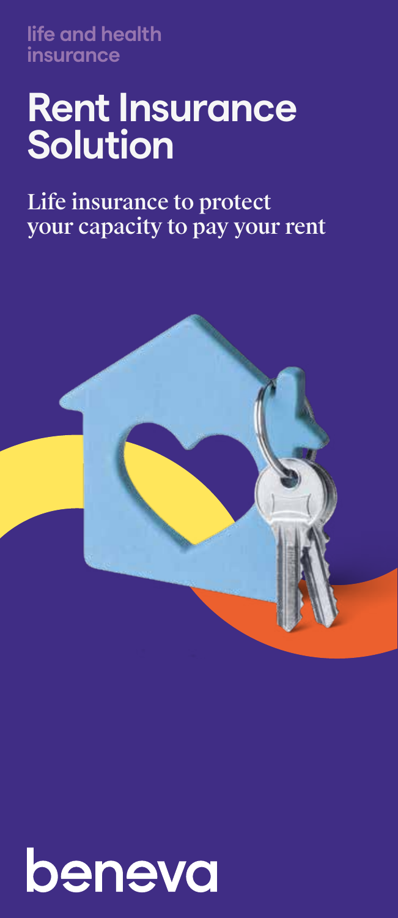life and health insurance

# Rent Insurance Solution

Life insurance to protect your capacity to pay your rent

beneva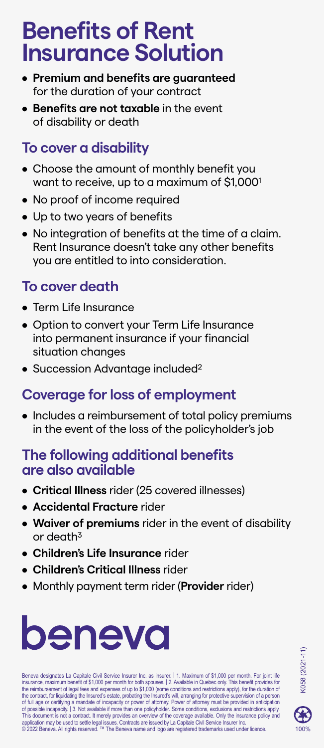# Benefits of Rent Insurance Solution

- **Premium and benefits are guaranteed** for the duration of your contract
- **Benefits are not taxable** in the event of disability or death

## To cover a disability

- Choose the amount of monthly benefit you want to receive, up to a maximum of $1,000[1]
- No proof of income required
- Up to two years of benefits
- No integration of benefits at the time of a claim. Rent Insurance doesn't take any other benefits you are entitled to into consideration.

## To cover death

- Term Life Insurance
- Option to convert your Term Life Insurance into permanent insurance if your financial situation changes
- Succession Advantage included[2]

## Coverage for loss of employment

- Includes a reimbursement of total policy premiums in the event of the loss of the policyholder's job

## The following additional benefits are also available

- **Critical Illness** rider (25 covered illnesses)
- **Accidental Fracture** rider
- **Waiver of premiums** rider in the event of disability or death[3]
- **Children's Life Insurance** rider
- **Children's Critical Illness** rider
- Monthly payment term rider (**Provider** rider)

beneva

Beneva designates La Capitale Civil Service Insurer Inc. as insurer. | 1. Maximum of $1,000 per month. For joint life insurance, maximum benefit of $1,000 per month for both spouses. | 2. Available in Quebec only. This benefit provides for the reimbursement of legal fees and expenses of up to $1,000 (some conditions and restrictions apply), for the duration of the contract, for liquidating the Insured's estate, probating the Insured's will, arranging for protective supervision of a person of full age or certifying a mandate of incapacity or power of attorney. Power of attorney must be provided in anticipation of possible incapacity. | 3. Not available if more than one policyholder. Some conditions, exclusions and restrictions apply. This document is not a contract. It merely provides an overview of the coverage available. Only the insurance policy and application may be used to settle legal issues. Contracts are issued by La Capitale Civil Service Insurer Inc.
© 2022 Beneva. All rights reserved. ™ The Beneva name and logo are registered trademarks used under licence.

K058 (2021-11)

100%